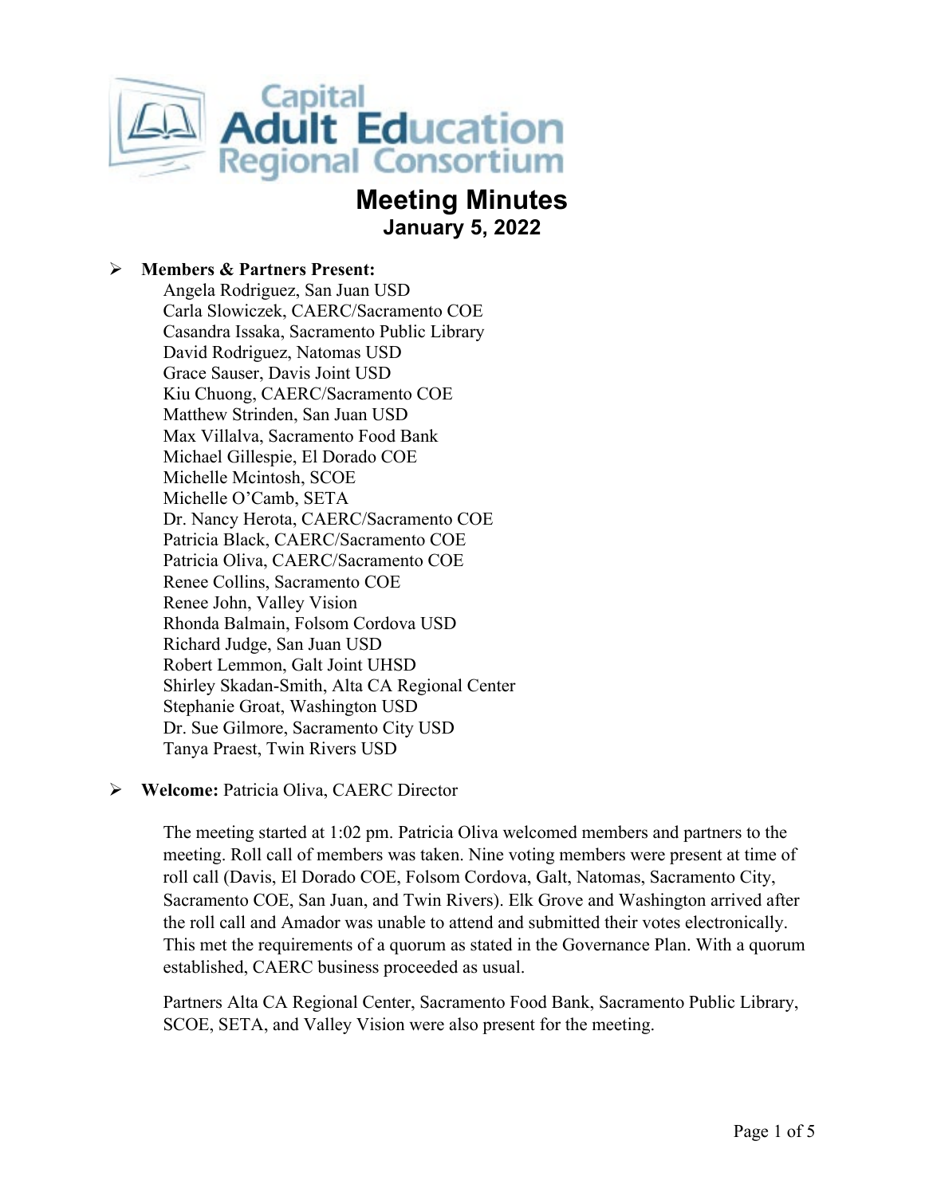Capital Adult Education Regional Consortium

# Meeting Minutes

## January 5, 2022

- **Members & Partners Present:**

  Angela Rodriguez, San Juan USD
  Carla Slowiczek, CAERC/Sacramento COE
  Casandra Issaka, Sacramento Public Library
  David Rodriguez, Natomas USD
  Grace Sauser, Davis Joint USD
  Kiu Chuong, CAERC/Sacramento COE
  Matthew Strinden, San Juan USD
  Max Villalva, Sacramento Food Bank
  Michael Gillespie, El Dorado COE
  Michelle Mcintosh, SCOE
  Michelle O'Camb, SETA
  Dr. Nancy Herota, CAERC/Sacramento COE
  Patricia Black, CAERC/Sacramento COE
  Patricia Oliva, CAERC/Sacramento COE
  Renee Collins, Sacramento COE
  Renee John, Valley Vision
  Rhonda Balmain, Folsom Cordova USD
  Richard Judge, San Juan USD
  Robert Lemmon, Galt Joint UHSD
  Shirley Skadan-Smith, Alta CA Regional Center
  Stephanie Groat, Washington USD
  Dr. Sue Gilmore, Sacramento City USD
  Tanya Praest, Twin Rivers USD

- **Welcome:** Patricia Oliva, CAERC Director

  The meeting started at 1:02 pm. Patricia Oliva welcomed members and partners to the meeting. Roll call of members was taken. Nine voting members were present at time of roll call (Davis, El Dorado COE, Folsom Cordova, Galt, Natomas, Sacramento City, Sacramento COE, San Juan, and Twin Rivers). Elk Grove and Washington arrived after the roll call and Amador was unable to attend and submitted their votes electronically. This met the requirements of a quorum as stated in the Governance Plan. With a quorum established, CAERC business proceeded as usual.

  Partners Alta CA Regional Center, Sacramento Food Bank, Sacramento Public Library, SCOE, SETA, and Valley Vision were also present for the meeting.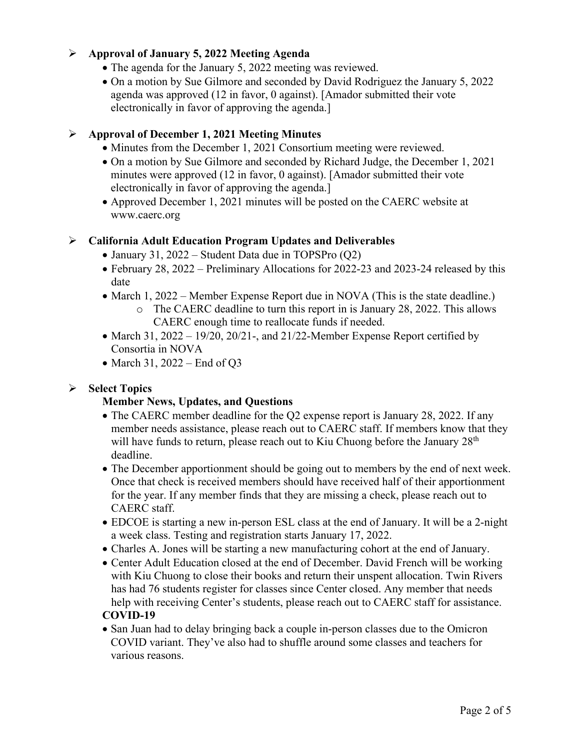- **Approval of January 5, 2022 Meeting Agenda**
  - The agenda for the January 5, 2022 meeting was reviewed.
  - On a motion by Sue Gilmore and seconded by David Rodriguez the January 5, 2022 agenda was approved (12 in favor, 0 against). [Amador submitted their vote electronically in favor of approving the agenda.]

- **Approval of December 1, 2021 Meeting Minutes**
  - Minutes from the December 1, 2021 Consortium meeting were reviewed.
  - On a motion by Sue Gilmore and seconded by Richard Judge, the December 1, 2021 minutes were approved (12 in favor, 0 against). [Amador submitted their vote electronically in favor of approving the agenda.]
  - Approved December 1, 2021 minutes will be posted on the CAERC website at www.caerc.org

- **California Adult Education Program Updates and Deliverables**
  - January 31, 2022 – Student Data due in TOPSPro (Q2)
  - February 28, 2022 – Preliminary Allocations for 2022-23 and 2023-24 released by this date
  - March 1, 2022 – Member Expense Report due in NOVA (This is the state deadline.)
    - The CAERC deadline to turn this report in is January 28, 2022. This allows CAERC enough time to reallocate funds if needed.
  - March 31, 2022 – 19/20, 20/21-, and 21/22-Member Expense Report certified by Consortia in NOVA
  - March 31, 2022 – End of Q3

- **Select Topics**

  **Member News, Updates, and Questions**
  - The CAERC member deadline for the Q2 expense report is January 28, 2022. If any member needs assistance, please reach out to CAERC staff. If members know that they will have funds to return, please reach out to Kiu Chuong before the January 28th deadline.
  - The December apportionment should be going out to members by the end of next week. Once that check is received members should have received half of their apportionment for the year. If any member finds that they are missing a check, please reach out to CAERC staff.
  - EDCOE is starting a new in-person ESL class at the end of January. It will be a 2-night a week class. Testing and registration starts January 17, 2022.
  - Charles A. Jones will be starting a new manufacturing cohort at the end of January.
  - Center Adult Education closed at the end of December. David French will be working with Kiu Chuong to close their books and return their unspent allocation. Twin Rivers has had 76 students register for classes since Center closed. Any member that needs help with receiving Center's students, please reach out to CAERC staff for assistance.

  **COVID-19**
  - San Juan had to delay bringing back a couple in-person classes due to the Omicron COVID variant. They've also had to shuffle around some classes and teachers for various reasons.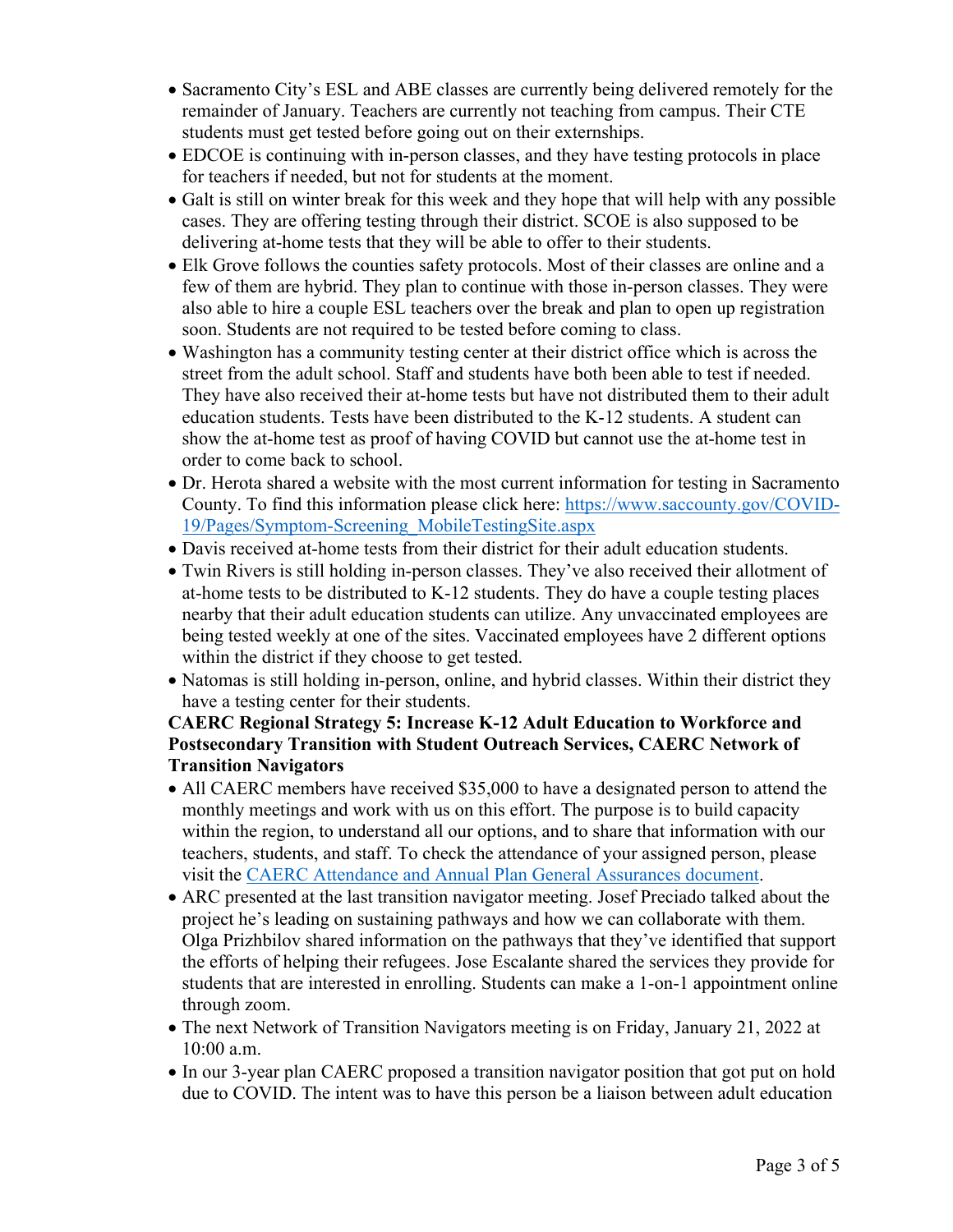- Sacramento City's ESL and ABE classes are currently being delivered remotely for the remainder of January. Teachers are currently not teaching from campus. Their CTE students must get tested before going out on their externships.
- EDCOE is continuing with in-person classes, and they have testing protocols in place for teachers if needed, but not for students at the moment.
- Galt is still on winter break for this week and they hope that will help with any possible cases. They are offering testing through their district. SCOE is also supposed to be delivering at-home tests that they will be able to offer to their students.
- Elk Grove follows the counties safety protocols. Most of their classes are online and a few of them are hybrid. They plan to continue with those in-person classes. They were also able to hire a couple ESL teachers over the break and plan to open up registration soon. Students are not required to be tested before coming to class.
- Washington has a community testing center at their district office which is across the street from the adult school. Staff and students have both been able to test if needed. They have also received their at-home tests but have not distributed them to their adult education students. Tests have been distributed to the K-12 students. A student can show the at-home test as proof of having COVID but cannot use the at-home test in order to come back to school.
- Dr. Herota shared a website with the most current information for testing in Sacramento County. To find this information please click here: [https://www.saccounty.gov/COVID-19/Pages/Symptom-Screening_MobileTestingSite.aspx](https://www.saccounty.gov/COVID-19/Pages/Symptom-Screening_MobileTestingSite.aspx)
- Davis received at-home tests from their district for their adult education students.
- Twin Rivers is still holding in-person classes. They've also received their allotment of at-home tests to be distributed to K-12 students. They do have a couple testing places nearby that their adult education students can utilize. Any unvaccinated employees are being tested weekly at one of the sites. Vaccinated employees have 2 different options within the district if they choose to get tested.
- Natomas is still holding in-person, online, and hybrid classes. Within their district they have a testing center for their students.

**CAERC Regional Strategy 5: Increase K-12 Adult Education to Workforce and Postsecondary Transition with Student Outreach Services, CAERC Network of Transition Navigators**

- All CAERC members have received $35,000 to have a designated person to attend the monthly meetings and work with us on this effort. The purpose is to build capacity within the region, to understand all our options, and to share that information with our teachers, students, and staff. To check the attendance of your assigned person, please visit the CAERC Attendance and Annual Plan General Assurances document.
- ARC presented at the last transition navigator meeting. Josef Preciado talked about the project he's leading on sustaining pathways and how we can collaborate with them. Olga Prizhbilov shared information on the pathways that they've identified that support the efforts of helping their refugees. Jose Escalante shared the services they provide for students that are interested in enrolling. Students can make a 1-on-1 appointment online through zoom.
- The next Network of Transition Navigators meeting is on Friday, January 21, 2022 at 10:00 a.m.
- In our 3-year plan CAERC proposed a transition navigator position that got put on hold due to COVID. The intent was to have this person be a liaison between adult education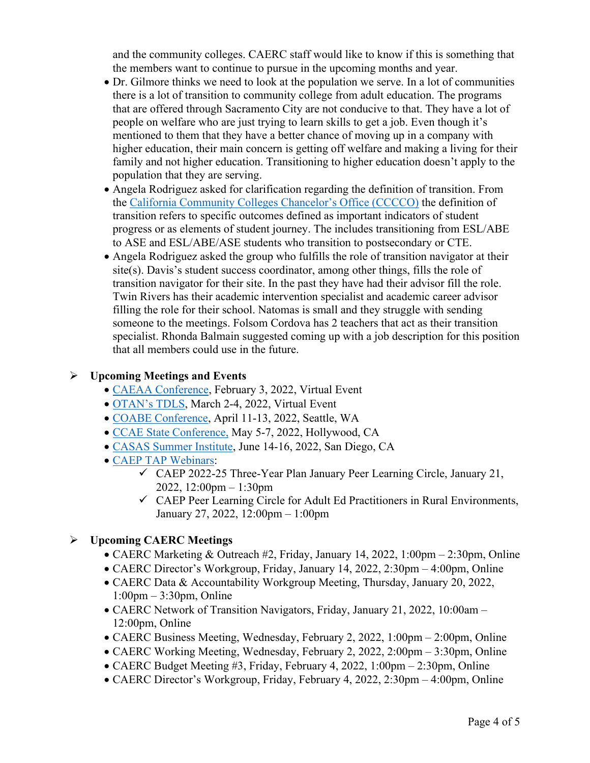and the community colleges. CAERC staff would like to know if this is something that the members want to continue to pursue in the upcoming months and year.

- Dr. Gilmore thinks we need to look at the population we serve. In a lot of communities there is a lot of transition to community college from adult education. The programs that are offered through Sacramento City are not conducive to that. They have a lot of people on welfare who are just trying to learn skills to get a job. Even though it's mentioned to them that they have a better chance of moving up in a company with higher education, their main concern is getting off welfare and making a living for their family and not higher education. Transitioning to higher education doesn't apply to the population that they are serving.
- Angela Rodriguez asked for clarification regarding the definition of transition. From the California Community Colleges Chancelor's Office (CCCCO) the definition of transition refers to specific outcomes defined as important indicators of student progress or as elements of student journey. The includes transitioning from ESL/ABE to ASE and ESL/ABE/ASE students who transition to postsecondary or CTE.
- Angela Rodriguez asked the group who fulfills the role of transition navigator at their site(s). Davis's student success coordinator, among other things, fills the role of transition navigator for their site. In the past they have had their advisor fill the role. Twin Rivers has their academic intervention specialist and academic career advisor filling the role for their school. Natomas is small and they struggle with sending someone to the meetings. Folsom Cordova has 2 teachers that act as their transition specialist. Rhonda Balmain suggested coming up with a job description for this position that all members could use in the future.

## Upcoming Meetings and Events

- CAEAA Conference, February 3, 2022, Virtual Event
- OTAN's TDLS, March 2-4, 2022, Virtual Event
- COABE Conference, April 11-13, 2022, Seattle, WA
- CCAE State Conference, May 5-7, 2022, Hollywood, CA
- CASAS Summer Institute, June 14-16, 2022, San Diego, CA
- CAEP TAP Webinars:
  - ✓ CAEP 2022-25 Three-Year Plan January Peer Learning Circle, January 21, 2022, 12:00pm – 1:30pm
  - ✓ CAEP Peer Learning Circle for Adult Ed Practitioners in Rural Environments, January 27, 2022, 12:00pm – 1:00pm

## Upcoming CAERC Meetings

- CAERC Marketing & Outreach #2, Friday, January 14, 2022, 1:00pm – 2:30pm, Online
- CAERC Director's Workgroup, Friday, January 14, 2022, 2:30pm – 4:00pm, Online
- CAERC Data & Accountability Workgroup Meeting, Thursday, January 20, 2022, 1:00pm – 3:30pm, Online
- CAERC Network of Transition Navigators, Friday, January 21, 2022, 10:00am – 12:00pm, Online
- CAERC Business Meeting, Wednesday, February 2, 2022, 1:00pm – 2:00pm, Online
- CAERC Working Meeting, Wednesday, February 2, 2022, 2:00pm – 3:30pm, Online
- CAERC Budget Meeting #3, Friday, February 4, 2022, 1:00pm – 2:30pm, Online
- CAERC Director's Workgroup, Friday, February 4, 2022, 2:30pm – 4:00pm, Online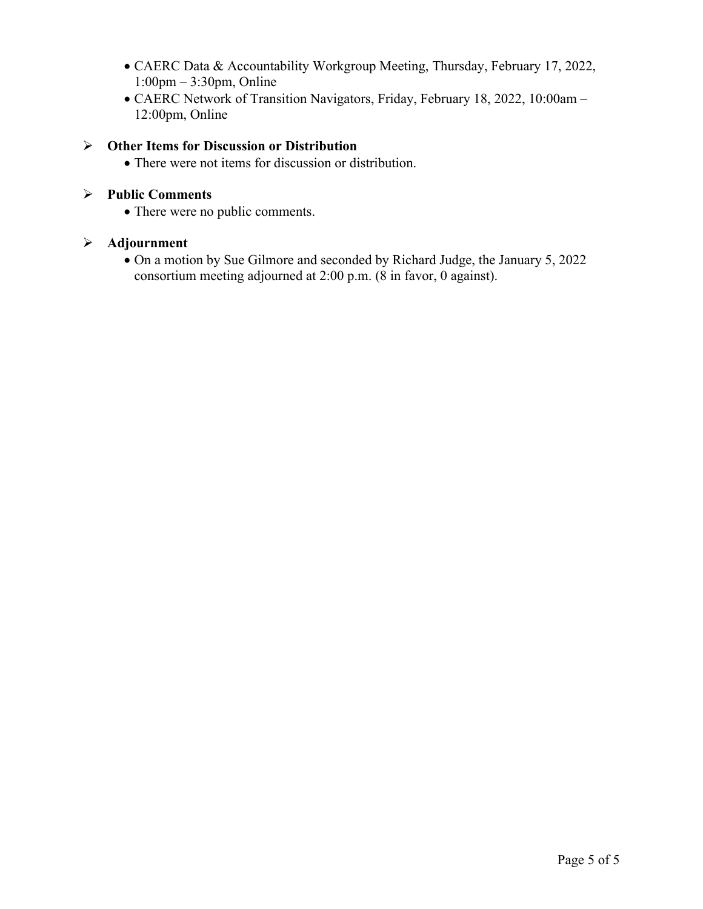- CAERC Data & Accountability Workgroup Meeting, Thursday, February 17, 2022, 1:00pm – 3:30pm, Online
- CAERC Network of Transition Navigators, Friday, February 18, 2022, 10:00am – 12:00pm, Online

- **Other Items for Discussion or Distribution**
  - There were not items for discussion or distribution.

- **Public Comments**
  - There were no public comments.

- **Adjournment**
  - On a motion by Sue Gilmore and seconded by Richard Judge, the January 5, 2022 consortium meeting adjourned at 2:00 p.m. (8 in favor, 0 against).